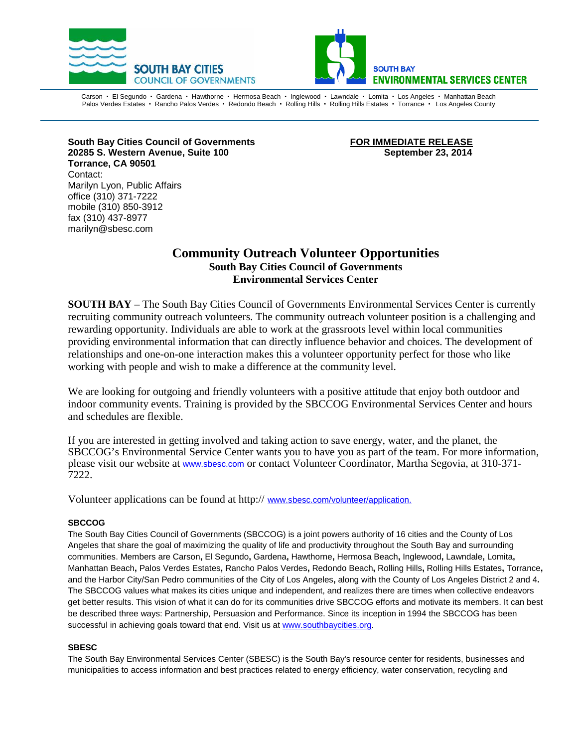SOUTH BAY CITIES
COUNCIL OF GOVERNMENTS

SOUTH BAY
ENVIRONMENTAL SERVICES CENTER

Carson • El Segundo • Gardena • Hawthorne • Hermosa Beach • Inglewood • Lawndale • Lomita • Los Angeles • Manhattan Beach
Palos Verdes Estates • Rancho Palos Verdes • Redondo Beach • Rolling Hills • Rolling Hills Estates • Torrance • Los Angeles County

**South Bay Cities Council of Governments**
**20285 S. Western Avenue, Suite 100**
**Torrance, CA 90501**
Contact:
Marilyn Lyon, Public Affairs
office (310) 371-7222
mobile (310) 850-3912
fax (310) 437-8977
marilyn@sbesc.com

**FOR IMMEDIATE RELEASE**
**September 23, 2014**

# Community Outreach Volunteer Opportunities

## South Bay Cities Council of Governments
## Environmental Services Center

**SOUTH BAY** – The South Bay Cities Council of Governments Environmental Services Center is currently recruiting community outreach volunteers. The community outreach volunteer position is a challenging and rewarding opportunity. Individuals are able to work at the grassroots level within local communities providing environmental information that can directly influence behavior and choices. The development of relationships and one-on-one interaction makes this a volunteer opportunity perfect for those who like working with people and wish to make a difference at the community level.

We are looking for outgoing and friendly volunteers with a positive attitude that enjoy both outdoor and indoor community events. Training is provided by the SBCCOG Environmental Services Center and hours and schedules are flexible.

If you are interested in getting involved and taking action to save energy, water, and the planet, the SBCCOG's Environmental Service Center wants you to have you as part of the team. For more information, please visit our website at www.sbesc.com or contact Volunteer Coordinator, Martha Segovia, at 310-371-7222.

Volunteer applications can be found at http:// www.sbesc.com/volunteer/application.

**SBCCOG**

The South Bay Cities Council of Governments (SBCCOG) is a joint powers authority of 16 cities and the County of Los Angeles that share the goal of maximizing the quality of life and productivity throughout the South Bay and surrounding communities. Members are Carson, El Segundo, Gardena, Hawthorne, Hermosa Beach, Inglewood, Lawndale, Lomita, Manhattan Beach, Palos Verdes Estates, Rancho Palos Verdes, Redondo Beach, Rolling Hills, Rolling Hills Estates, Torrance, and the Harbor City/San Pedro communities of the City of Los Angeles, along with the County of Los Angeles District 2 and 4. The SBCCOG values what makes its cities unique and independent, and realizes there are times when collective endeavors get better results. This vision of what it can do for its communities drive SBCCOG efforts and motivate its members. It can best be described three ways: Partnership, Persuasion and Performance. Since its inception in 1994 the SBCCOG has been successful in achieving goals toward that end. Visit us at www.southbaycities.org.

**SBESC**

The South Bay Environmental Services Center (SBESC) is the South Bay's resource center for residents, businesses and municipalities to access information and best practices related to energy efficiency, water conservation, recycling and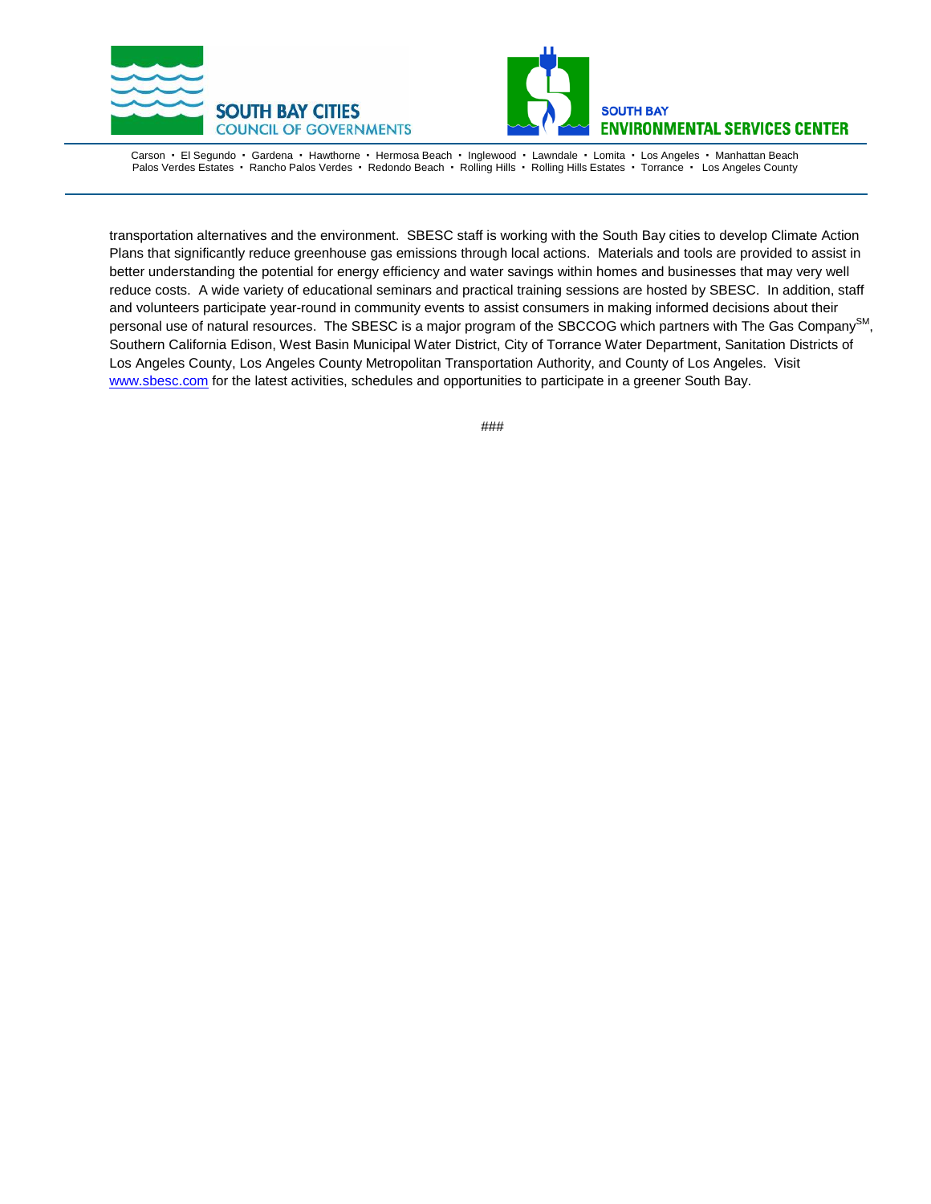transportation alternatives and the environment. SBESC staff is working with the South Bay cities to develop Climate Action Plans that significantly reduce greenhouse gas emissions through local actions. Materials and tools are provided to assist in better understanding the potential for energy efficiency and water savings within homes and businesses that may very well reduce costs. A wide variety of educational seminars and practical training sessions are hosted by SBESC. In addition, staff and volunteers participate year-round in community events to assist consumers in making informed decisions about their personal use of natural resources. The SBESC is a major program of the SBCCOG which partners with The Gas Company℠, Southern California Edison, West Basin Municipal Water District, City of Torrance Water Department, Sanitation Districts of Los Angeles County, Los Angeles County Metropolitan Transportation Authority, and County of Los Angeles. Visit www.sbesc.com for the latest activities, schedules and opportunities to participate in a greener South Bay.

###